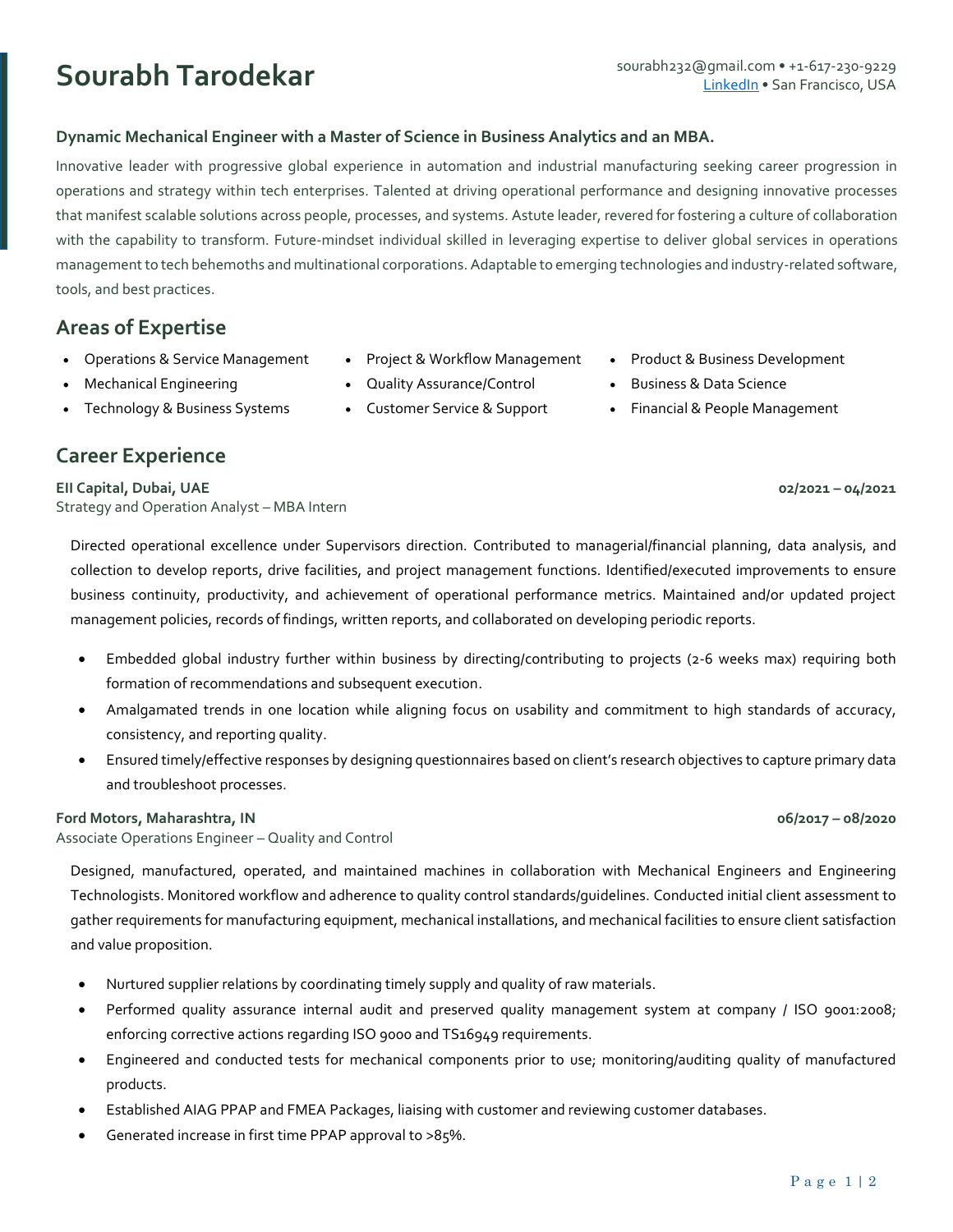# Sourabh Tarodekar

sourabh232@gmail.com • +1-617-230-9229
LinkedIn • San Francisco, USA

**Dynamic Mechanical Engineer with a Master of Science in Business Analytics and an MBA.**

Innovative leader with progressive global experience in automation and industrial manufacturing seeking career progression in operations and strategy within tech enterprises. Talented at driving operational performance and designing innovative processes that manifest scalable solutions across people, processes, and systems. Astute leader, revered for fostering a culture of collaboration with the capability to transform. Future-mindset individual skilled in leveraging expertise to deliver global services in operations management to tech behemoths and multinational corporations. Adaptable to emerging technologies and industry-related software, tools, and best practices.

## Areas of Expertise

- Operations & Service Management
- Mechanical Engineering
- Technology & Business Systems
- Project & Workflow Management
- Quality Assurance/Control
- Customer Service & Support
- Product & Business Development
- Business & Data Science
- Financial & People Management

## Career Experience

**EII Capital, Dubai, UAE** **02/2021 – 04/2021**
Strategy and Operation Analyst – MBA Intern

Directed operational excellence under Supervisors direction. Contributed to managerial/financial planning, data analysis, and collection to develop reports, drive facilities, and project management functions. Identified/executed improvements to ensure business continuity, productivity, and achievement of operational performance metrics. Maintained and/or updated project management policies, records of findings, written reports, and collaborated on developing periodic reports.

- Embedded global industry further within business by directing/contributing to projects (2-6 weeks max) requiring both formation of recommendations and subsequent execution.
- Amalgamated trends in one location while aligning focus on usability and commitment to high standards of accuracy, consistency, and reporting quality.
- Ensured timely/effective responses by designing questionnaires based on client's research objectives to capture primary data and troubleshoot processes.

**Ford Motors, Maharashtra, IN** **06/2017 – 08/2020**
Associate Operations Engineer – Quality and Control

Designed, manufactured, operated, and maintained machines in collaboration with Mechanical Engineers and Engineering Technologists. Monitored workflow and adherence to quality control standards/guidelines. Conducted initial client assessment to gather requirements for manufacturing equipment, mechanical installations, and mechanical facilities to ensure client satisfaction and value proposition.

- Nurtured supplier relations by coordinating timely supply and quality of raw materials.
- Performed quality assurance internal audit and preserved quality management system at company / ISO 9001:2008; enforcing corrective actions regarding ISO 9000 and TS16949 requirements.
- Engineered and conducted tests for mechanical components prior to use; monitoring/auditing quality of manufactured products.
- Established AIAG PPAP and FMEA Packages, liaising with customer and reviewing customer databases.
- Generated increase in first time PPAP approval to >85%.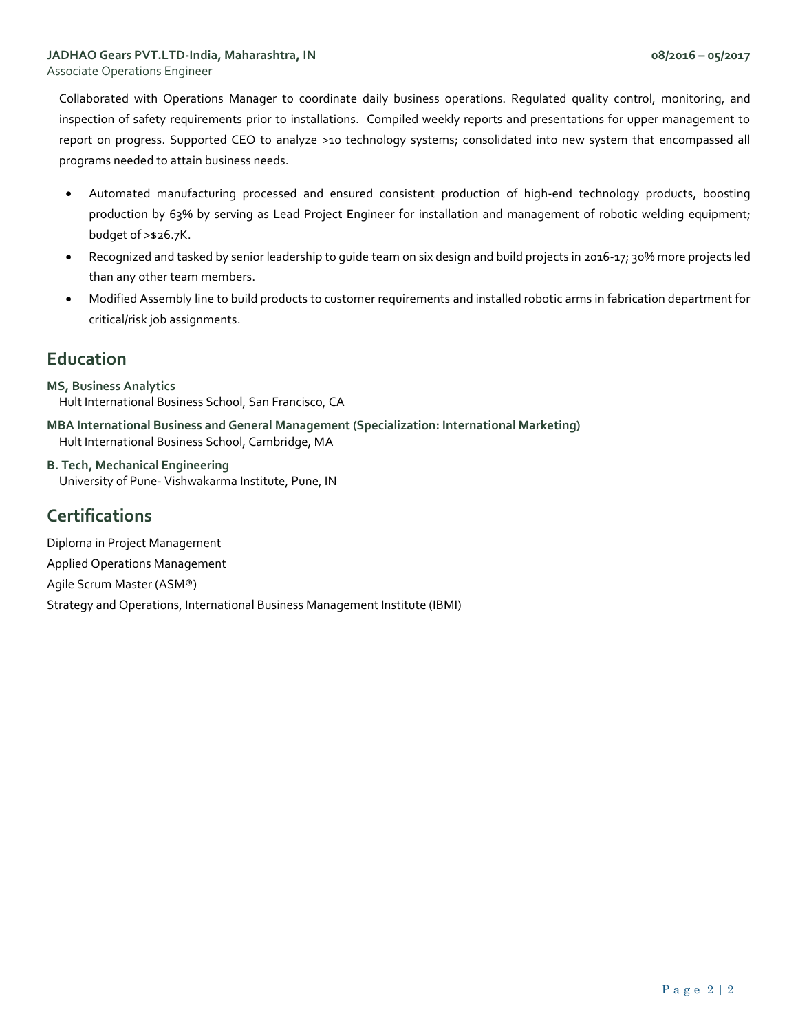**JADHAO Gears PVT.LTD-India, Maharashtra, IN** **08/2016 – 05/2017**

Associate Operations Engineer

Collaborated with Operations Manager to coordinate daily business operations. Regulated quality control, monitoring, and inspection of safety requirements prior to installations. Compiled weekly reports and presentations for upper management to report on progress. Supported CEO to analyze >10 technology systems; consolidated into new system that encompassed all programs needed to attain business needs.

- Automated manufacturing processed and ensured consistent production of high-end technology products, boosting production by 63% by serving as Lead Project Engineer for installation and management of robotic welding equipment; budget of >$26.7K.
- Recognized and tasked by senior leadership to guide team on six design and build projects in 2016-17; 30% more projects led than any other team members.
- Modified Assembly line to build products to customer requirements and installed robotic arms in fabrication department for critical/risk job assignments.

## Education

**MS, Business Analytics**
Hult International Business School, San Francisco, CA

**MBA International Business and General Management (Specialization: International Marketing)**
Hult International Business School, Cambridge, MA

**B. Tech, Mechanical Engineering**
University of Pune- Vishwakarma Institute, Pune, IN

## Certifications

Diploma in Project Management

Applied Operations Management

Agile Scrum Master (ASM®)

Strategy and Operations, International Business Management Institute (IBMI)